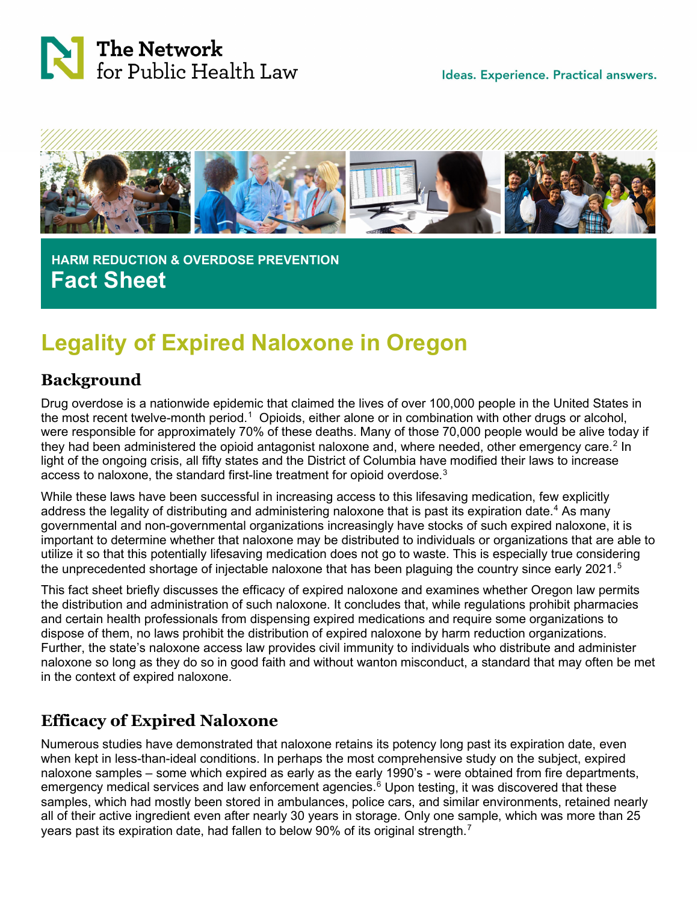The Network for Public Health Law

Ideas. Experience. Practical answers.

HARM REDUCTION & OVERDOSE PREVENTION

**Fact Sheet**

# Legality of Expired Naloxone in Oregon

## Background

Drug overdose is a nationwide epidemic that claimed the lives of over 100,000 people in the United States in the most recent twelve-month period.[1] Opioids, either alone or in combination with other drugs or alcohol, were responsible for approximately 70% of these deaths. Many of those 70,000 people would be alive today if they had been administered the opioid antagonist naloxone and, where needed, other emergency care.[2] In light of the ongoing crisis, all fifty states and the District of Columbia have modified their laws to increase access to naloxone, the standard first-line treatment for opioid overdose.[3]

While these laws have been successful in increasing access to this lifesaving medication, few explicitly address the legality of distributing and administering naloxone that is past its expiration date.[4] As many governmental and non-governmental organizations increasingly have stocks of such expired naloxone, it is important to determine whether that naloxone may be distributed to individuals or organizations that are able to utilize it so that this potentially lifesaving medication does not go to waste. This is especially true considering the unprecedented shortage of injectable naloxone that has been plaguing the country since early 2021.[5]

This fact sheet briefly discusses the efficacy of expired naloxone and examines whether Oregon law permits the distribution and administration of such naloxone. It concludes that, while regulations prohibit pharmacies and certain health professionals from dispensing expired medications and require some organizations to dispose of them, no laws prohibit the distribution of expired naloxone by harm reduction organizations. Further, the state's naloxone access law provides civil immunity to individuals who distribute and administer naloxone so long as they do so in good faith and without wanton misconduct, a standard that may often be met in the context of expired naloxone.

## Efficacy of Expired Naloxone

Numerous studies have demonstrated that naloxone retains its potency long past its expiration date, even when kept in less-than-ideal conditions. In perhaps the most comprehensive study on the subject, expired naloxone samples – some which expired as early as the early 1990's - were obtained from fire departments, emergency medical services and law enforcement agencies.[6] Upon testing, it was discovered that these samples, which had mostly been stored in ambulances, police cars, and similar environments, retained nearly all of their active ingredient even after nearly 30 years in storage. Only one sample, which was more than 25 years past its expiration date, had fallen to below 90% of its original strength.[7]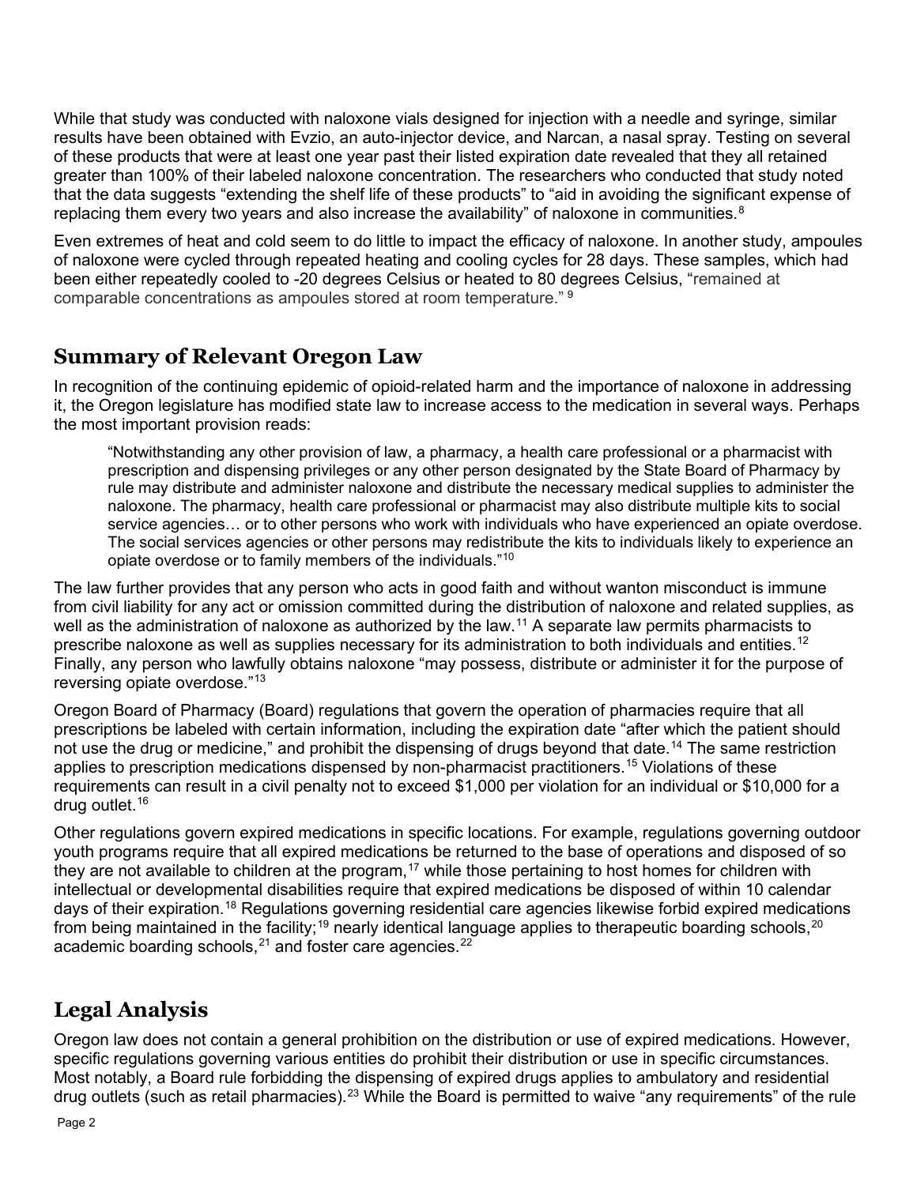While that study was conducted with naloxone vials designed for injection with a needle and syringe, similar results have been obtained with Evzio, an auto-injector device, and Narcan, a nasal spray. Testing on several of these products that were at least one year past their listed expiration date revealed that they all retained greater than 100% of their labeled naloxone concentration. The researchers who conducted that study noted that the data suggests "extending the shelf life of these products" to "aid in avoiding the significant expense of replacing them every two years and also increase the availability" of naloxone in communities.[8]

Even extremes of heat and cold seem to do little to impact the efficacy of naloxone. In another study, ampoules of naloxone were cycled through repeated heating and cooling cycles for 28 days. These samples, which had been either repeatedly cooled to -20 degrees Celsius or heated to 80 degrees Celsius, "remained at comparable concentrations as ampoules stored at room temperature."[9]

## Summary of Relevant Oregon Law

In recognition of the continuing epidemic of opioid-related harm and the importance of naloxone in addressing it, the Oregon legislature has modified state law to increase access to the medication in several ways. Perhaps the most important provision reads:

> "Notwithstanding any other provision of law, a pharmacy, a health care professional or a pharmacist with prescription and dispensing privileges or any other person designated by the State Board of Pharmacy by rule may distribute and administer naloxone and distribute the necessary medical supplies to administer the naloxone. The pharmacy, health care professional or pharmacist may also distribute multiple kits to social service agencies… or to other persons who work with individuals who have experienced an opiate overdose. The social services agencies or other persons may redistribute the kits to individuals likely to experience an opiate overdose or to family members of the individuals."[10]

The law further provides that any person who acts in good faith and without wanton misconduct is immune from civil liability for any act or omission committed during the distribution of naloxone and related supplies, as well as the administration of naloxone as authorized by the law.[11] A separate law permits pharmacists to prescribe naloxone as well as supplies necessary for its administration to both individuals and entities.[12] Finally, any person who lawfully obtains naloxone "may possess, distribute or administer it for the purpose of reversing opiate overdose."[13]

Oregon Board of Pharmacy (Board) regulations that govern the operation of pharmacies require that all prescriptions be labeled with certain information, including the expiration date "after which the patient should not use the drug or medicine," and prohibit the dispensing of drugs beyond that date.[14] The same restriction applies to prescription medications dispensed by non-pharmacist practitioners.[15] Violations of these requirements can result in a civil penalty not to exceed $1,000 per violation for an individual or $10,000 for a drug outlet.[16]

Other regulations govern expired medications in specific locations. For example, regulations governing outdoor youth programs require that all expired medications be returned to the base of operations and disposed of so they are not available to children at the program,[17] while those pertaining to host homes for children with intellectual or developmental disabilities require that expired medications be disposed of within 10 calendar days of their expiration.[18] Regulations governing residential care agencies likewise forbid expired medications from being maintained in the facility;[19] nearly identical language applies to therapeutic boarding schools,[20] academic boarding schools,[21] and foster care agencies.[22]

## Legal Analysis

Oregon law does not contain a general prohibition on the distribution or use of expired medications. However, specific regulations governing various entities do prohibit their distribution or use in specific circumstances. Most notably, a Board rule forbidding the dispensing of expired drugs applies to ambulatory and residential drug outlets (such as retail pharmacies).[23] While the Board is permitted to waive "any requirements" of the rule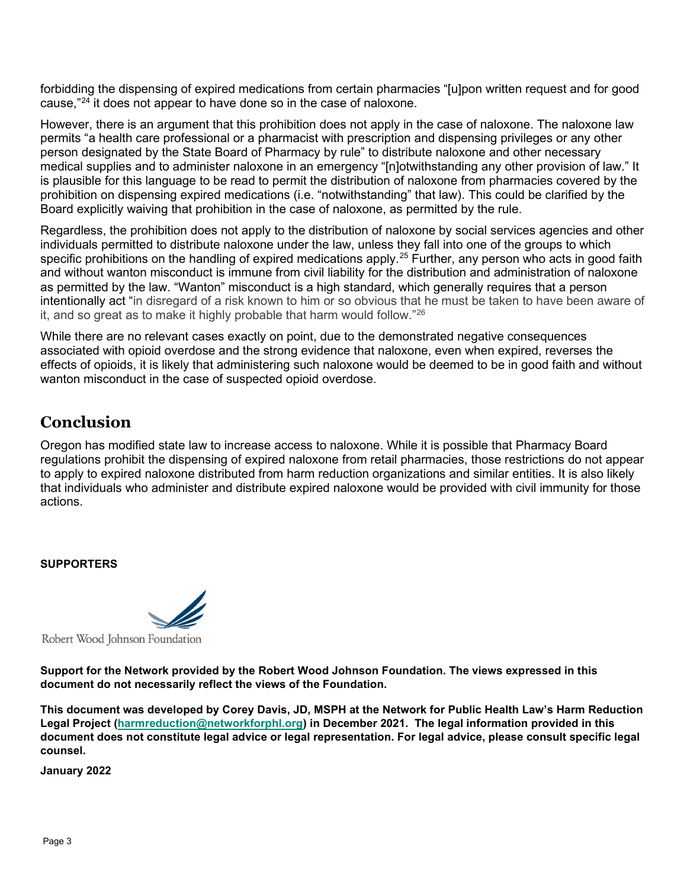forbidding the dispensing of expired medications from certain pharmacies "[u]pon written request and for good cause,"[24] it does not appear to have done so in the case of naloxone.

However, there is an argument that this prohibition does not apply in the case of naloxone. The naloxone law permits "a health care professional or a pharmacist with prescription and dispensing privileges or any other person designated by the State Board of Pharmacy by rule" to distribute naloxone and other necessary medical supplies and to administer naloxone in an emergency "[n]otwithstanding any other provision of law." It is plausible for this language to be read to permit the distribution of naloxone from pharmacies covered by the prohibition on dispensing expired medications (i.e. "notwithstanding" that law). This could be clarified by the Board explicitly waiving that prohibition in the case of naloxone, as permitted by the rule.

Regardless, the prohibition does not apply to the distribution of naloxone by social services agencies and other individuals permitted to distribute naloxone under the law, unless they fall into one of the groups to which specific prohibitions on the handling of expired medications apply.[25] Further, any person who acts in good faith and without wanton misconduct is immune from civil liability for the distribution and administration of naloxone as permitted by the law. "Wanton" misconduct is a high standard, which generally requires that a person intentionally act "in disregard of a risk known to him or so obvious that he must be taken to have been aware of it, and so great as to make it highly probable that harm would follow."[26]

While there are no relevant cases exactly on point, due to the demonstrated negative consequences associated with opioid overdose and the strong evidence that naloxone, even when expired, reverses the effects of opioids, it is likely that administering such naloxone would be deemed to be in good faith and without wanton misconduct in the case of suspected opioid overdose.

## Conclusion

Oregon has modified state law to increase access to naloxone. While it is possible that Pharmacy Board regulations prohibit the dispensing of expired naloxone from retail pharmacies, those restrictions do not appear to apply to expired naloxone distributed from harm reduction organizations and similar entities. It is also likely that individuals who administer and distribute expired naloxone would be provided with civil immunity for those actions.

**SUPPORTERS**

Robert Wood Johnson Foundation

**Support for the Network provided by the Robert Wood Johnson Foundation. The views expressed in this document do not necessarily reflect the views of the Foundation.**

**This document was developed by Corey Davis, JD, MSPH at the Network for Public Health Law's Harm Reduction Legal Project (harmreduction@networkforphl.org) in December 2021. The legal information provided in this document does not constitute legal advice or legal representation. For legal advice, please consult specific legal counsel.**

**January 2022**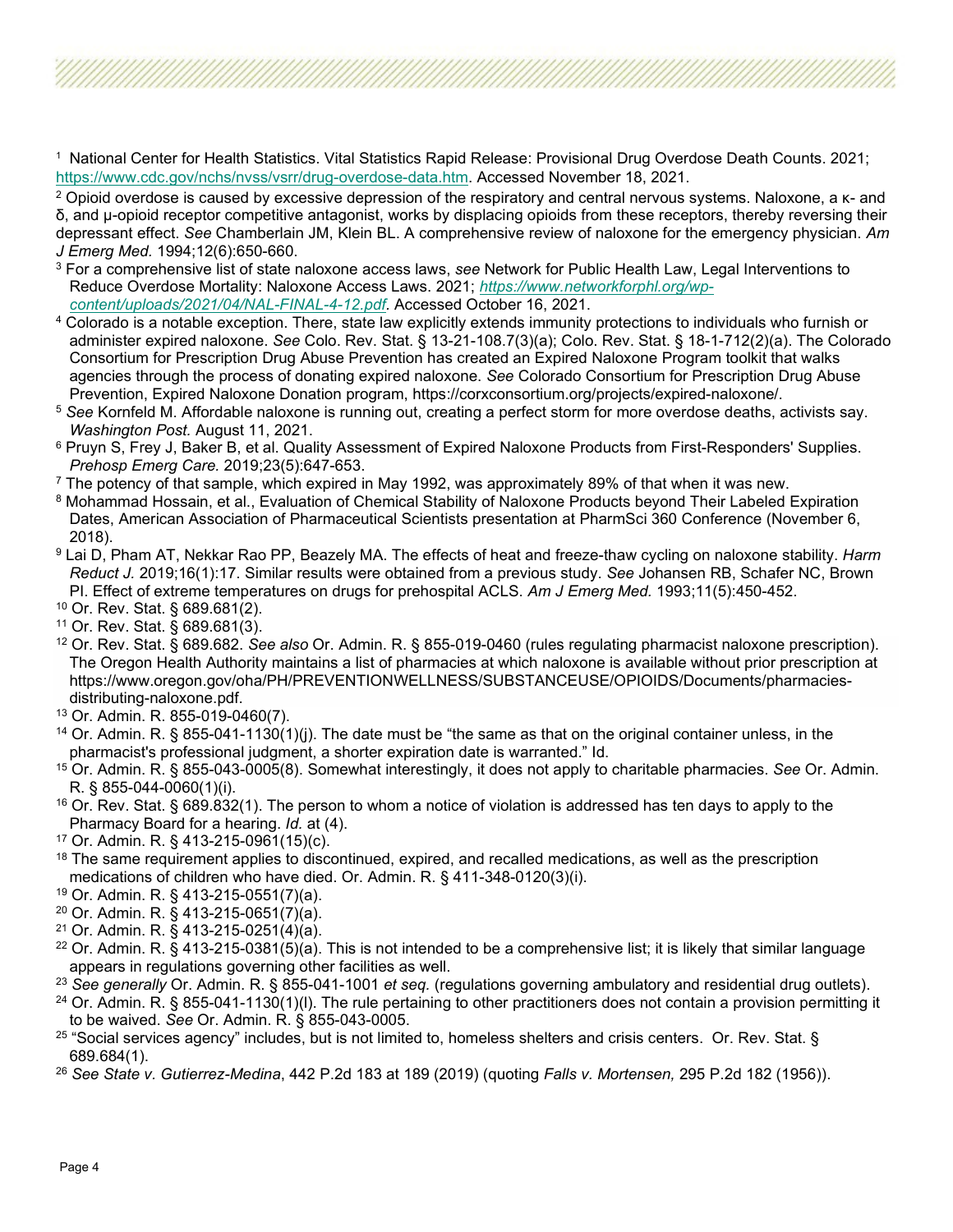[1] National Center for Health Statistics. Vital Statistics Rapid Release: Provisional Drug Overdose Death Counts. 2021; https://www.cdc.gov/nchs/nvss/vsrr/drug-overdose-data.htm. Accessed November 18, 2021.

[2] Opioid overdose is caused by excessive depression of the respiratory and central nervous systems. Naloxone, a κ- and δ, and μ-opioid receptor competitive antagonist, works by displacing opioids from these receptors, thereby reversing their depressant effect. *See* Chamberlain JM, Klein BL. A comprehensive review of naloxone for the emergency physician. *Am J Emerg Med.* 1994;12(6):650-660.

[3] For a comprehensive list of state naloxone access laws, *see* Network for Public Health Law, Legal Interventions to Reduce Overdose Mortality: Naloxone Access Laws. 2021; *https://www.networkforphl.org/wp-content/uploads/2021/04/NAL-FINAL-4-12.pdf*. Accessed October 16, 2021.

[4] Colorado is a notable exception. There, state law explicitly extends immunity protections to individuals who furnish or administer expired naloxone. *See* Colo. Rev. Stat. § 13-21-108.7(3)(a); Colo. Rev. Stat. § 18-1-712(2)(a). The Colorado Consortium for Prescription Drug Abuse Prevention has created an Expired Naloxone Program toolkit that walks agencies through the process of donating expired naloxone. *See* Colorado Consortium for Prescription Drug Abuse Prevention, Expired Naloxone Donation program, https://corxconsortium.org/projects/expired-naloxone/.

[5] *See* Kornfeld M. Affordable naloxone is running out, creating a perfect storm for more overdose deaths, activists say. *Washington Post.* August 11, 2021.

[6] Pruyn S, Frey J, Baker B, et al. Quality Assessment of Expired Naloxone Products from First-Responders' Supplies. *Prehosp Emerg Care.* 2019;23(5):647-653.

[7] The potency of that sample, which expired in May 1992, was approximately 89% of that when it was new.

[8] Mohammad Hossain, et al., Evaluation of Chemical Stability of Naloxone Products beyond Their Labeled Expiration Dates, American Association of Pharmaceutical Scientists presentation at PharmSci 360 Conference (November 6, 2018).

[9] Lai D, Pham AT, Nekkar Rao PP, Beazely MA. The effects of heat and freeze-thaw cycling on naloxone stability. *Harm Reduct J.* 2019;16(1):17. Similar results were obtained from a previous study. *See* Johansen RB, Schafer NC, Brown PI. Effect of extreme temperatures on drugs for prehospital ACLS. *Am J Emerg Med.* 1993;11(5):450-452.

[10] Or. Rev. Stat. § 689.681(2).

[11] Or. Rev. Stat. § 689.681(3).

[12] Or. Rev. Stat. § 689.682. *See also* Or. Admin. R. § 855-019-0460 (rules regulating pharmacist naloxone prescription). The Oregon Health Authority maintains a list of pharmacies at which naloxone is available without prior prescription at https://www.oregon.gov/oha/PH/PREVENTIONWELLNESS/SUBSTANCEUSE/OPIOIDS/Documents/pharmacies-distributing-naloxone.pdf.

[13] Or. Admin. R. 855-019-0460(7).

[14] Or. Admin. R. § 855-041-1130(1)(j). The date must be "the same as that on the original container unless, in the pharmacist's professional judgment, a shorter expiration date is warranted." Id.

[15] Or. Admin. R. § 855-043-0005(8). Somewhat interestingly, it does not apply to charitable pharmacies. *See* Or. Admin. R. § 855-044-0060(1)(i).

[16] Or. Rev. Stat. § 689.832(1). The person to whom a notice of violation is addressed has ten days to apply to the Pharmacy Board for a hearing. *Id.* at (4).

[17] Or. Admin. R. § 413-215-0961(15)(c).

[18] The same requirement applies to discontinued, expired, and recalled medications, as well as the prescription medications of children who have died. Or. Admin. R. § 411-348-0120(3)(i).

[19] Or. Admin. R. § 413-215-0551(7)(a).

[20] Or. Admin. R. § 413-215-0651(7)(a).

[21] Or. Admin. R. § 413-215-0251(4)(a).

[22] Or. Admin. R. § 413-215-0381(5)(a). This is not intended to be a comprehensive list; it is likely that similar language appears in regulations governing other facilities as well.

[23] *See generally* Or. Admin. R. § 855-041-1001 *et seq.* (regulations governing ambulatory and residential drug outlets).

[24] Or. Admin. R. § 855-041-1130(1)(l). The rule pertaining to other practitioners does not contain a provision permitting it to be waived. *See* Or. Admin. R. § 855-043-0005.

[25] "Social services agency" includes, but is not limited to, homeless shelters and crisis centers. Or. Rev. Stat. § 689.684(1).

[26] *See State v. Gutierrez-Medina*, 442 P.2d 183 at 189 (2019) (quoting *Falls v. Mortensen,* 295 P.2d 182 (1956)).